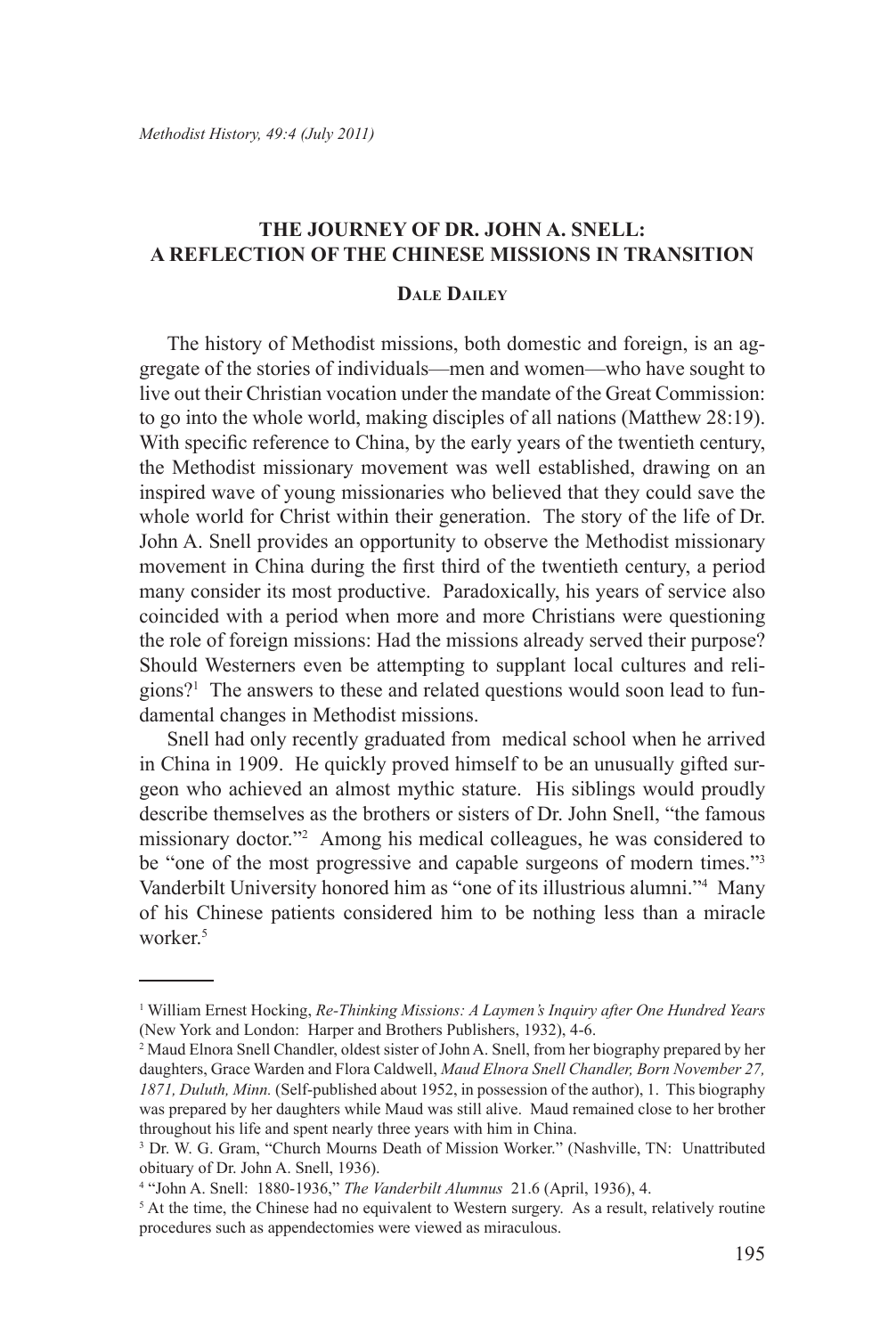# THE JOURNEY OF DR. JOHN A. SNELL: A REFLECTION OF THE CHINESE MISSIONS IN TRANSITION

### Dale Dailey

The history of Methodist missions, both domestic and foreign, is an aggregate of the stories of individuals—men and women—who have sought to live out their Christian vocation under the mandate of the Great Commission: to go into the whole world, making disciples of all nations (Matthew 28:19). With specific reference to China, by the early years of the twentieth century, the Methodist missionary movement was well established, drawing on an inspired wave of young missionaries who believed that they could save the whole world for Christ within their generation. The story of the life of Dr. John A. Snell provides an opportunity to observe the Methodist missionary movement in China during the first third of the twentieth century, a period many consider its most productive. Paradoxically, his years of service also coincided with a period when more and more Christians were questioning the role of foreign missions: Had the missions already served their purpose? Should Westerners even be attempting to supplant local cultures and religions?[1] The answers to these and related questions would soon lead to fundamental changes in Methodist missions.

Snell had only recently graduated from medical school when he arrived in China in 1909. He quickly proved himself to be an unusually gifted surgeon who achieved an almost mythic stature. His siblings would proudly describe themselves as the brothers or sisters of Dr. John Snell, "the famous missionary doctor."[2] Among his medical colleagues, he was considered to be "one of the most progressive and capable surgeons of modern times."[3] Vanderbilt University honored him as "one of its illustrious alumni."[4] Many of his Chinese patients considered him to be nothing less than a miracle worker.[5]

---

[1] William Ernest Hocking, *Re-Thinking Missions: A Laymen's Inquiry after One Hundred Years* (New York and London: Harper and Brothers Publishers, 1932), 4-6.

[2] Maud Elnora Snell Chandler, oldest sister of John A. Snell, from her biography prepared by her daughters, Grace Warden and Flora Caldwell, *Maud Elnora Snell Chandler, Born November 27, 1871, Duluth, Minn.* (Self-published about 1952, in possession of the author), 1. This biography was prepared by her daughters while Maud was still alive. Maud remained close to her brother throughout his life and spent nearly three years with him in China.

[3] Dr. W. G. Gram, "Church Mourns Death of Mission Worker." (Nashville, TN: Unattributed obituary of Dr. John A. Snell, 1936).

[4] "John A. Snell: 1880-1936," *The Vanderbilt Alumnus* 21.6 (April, 1936), 4.

[5] At the time, the Chinese had no equivalent to Western surgery. As a result, relatively routine procedures such as appendectomies were viewed as miraculous.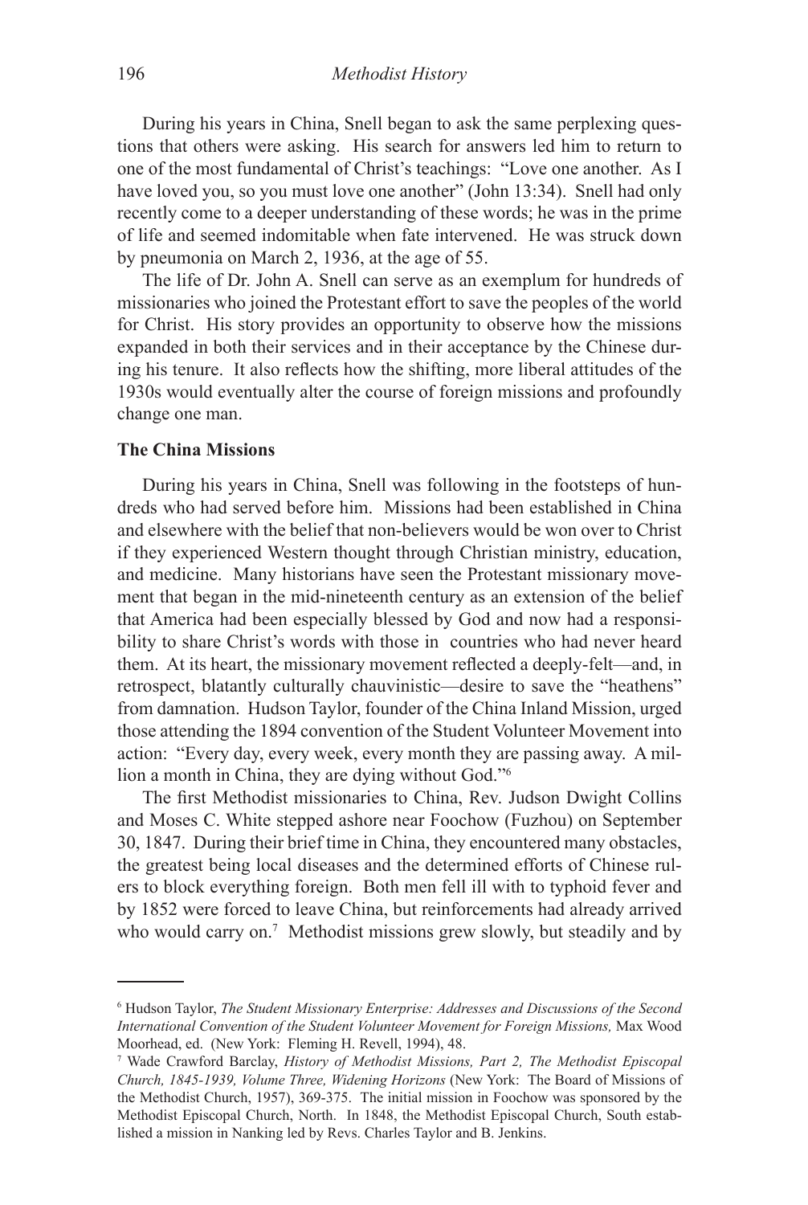During his years in China, Snell began to ask the same perplexing questions that others were asking. His search for answers led him to return to one of the most fundamental of Christ's teachings: "Love one another. As I have loved you, so you must love one another" (John 13:34). Snell had only recently come to a deeper understanding of these words; he was in the prime of life and seemed indomitable when fate intervened. He was struck down by pneumonia on March 2, 1936, at the age of 55.

The life of Dr. John A. Snell can serve as an exemplum for hundreds of missionaries who joined the Protestant effort to save the peoples of the world for Christ. His story provides an opportunity to observe how the missions expanded in both their services and in their acceptance by the Chinese during his tenure. It also reflects how the shifting, more liberal attitudes of the 1930s would eventually alter the course of foreign missions and profoundly change one man.

**The China Missions**

During his years in China, Snell was following in the footsteps of hundreds who had served before him. Missions had been established in China and elsewhere with the belief that non-believers would be won over to Christ if they experienced Western thought through Christian ministry, education, and medicine. Many historians have seen the Protestant missionary movement that began in the mid-nineteenth century as an extension of the belief that America had been especially blessed by God and now had a responsibility to share Christ's words with those in countries who had never heard them. At its heart, the missionary movement reflected a deeply-felt—and, in retrospect, blatantly culturally chauvinistic—desire to save the "heathens" from damnation. Hudson Taylor, founder of the China Inland Mission, urged those attending the 1894 convention of the Student Volunteer Movement into action: "Every day, every week, every month they are passing away. A million a month in China, they are dying without God."[6]

The first Methodist missionaries to China, Rev. Judson Dwight Collins and Moses C. White stepped ashore near Foochow (Fuzhou) on September 30, 1847. During their brief time in China, they encountered many obstacles, the greatest being local diseases and the determined efforts of Chinese rulers to block everything foreign. Both men fell ill with to typhoid fever and by 1852 were forced to leave China, but reinforcements had already arrived who would carry on.[7] Methodist missions grew slowly, but steadily and by

---

[6] Hudson Taylor, *The Student Missionary Enterprise: Addresses and Discussions of the Second International Convention of the Student Volunteer Movement for Foreign Missions,* Max Wood Moorhead, ed. (New York: Fleming H. Revell, 1994), 48.

[7] Wade Crawford Barclay, *History of Methodist Missions, Part 2, The Methodist Episcopal Church, 1845-1939, Volume Three, Widening Horizons* (New York: The Board of Missions of the Methodist Church, 1957), 369-375. The initial mission in Foochow was sponsored by the Methodist Episcopal Church, North. In 1848, the Methodist Episcopal Church, South established a mission in Nanking led by Revs. Charles Taylor and B. Jenkins.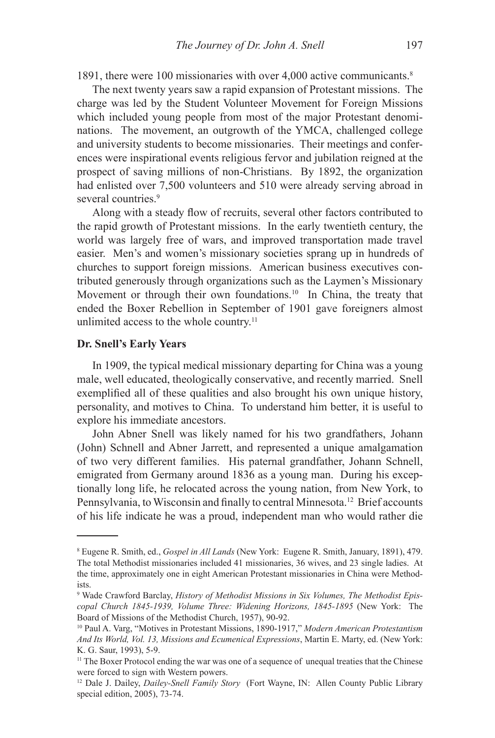1891, there were 100 missionaries with over 4,000 active communicants.[8]

The next twenty years saw a rapid expansion of Protestant missions. The charge was led by the Student Volunteer Movement for Foreign Missions which included young people from most of the major Protestant denominations. The movement, an outgrowth of the YMCA, challenged college and university students to become missionaries. Their meetings and conferences were inspirational events religious fervor and jubilation reigned at the prospect of saving millions of non-Christians. By 1892, the organization had enlisted over 7,500 volunteers and 510 were already serving abroad in several countries.[9]

Along with a steady flow of recruits, several other factors contributed to the rapid growth of Protestant missions. In the early twentieth century, the world was largely free of wars, and improved transportation made travel easier. Men's and women's missionary societies sprang up in hundreds of churches to support foreign missions. American business executives contributed generously through organizations such as the Laymen's Missionary Movement or through their own foundations.[10] In China, the treaty that ended the Boxer Rebellion in September of 1901 gave foreigners almost unlimited access to the whole country.[11]

**Dr. Snell's Early Years**

In 1909, the typical medical missionary departing for China was a young male, well educated, theologically conservative, and recently married. Snell exemplified all of these qualities and also brought his own unique history, personality, and motives to China. To understand him better, it is useful to explore his immediate ancestors.

John Abner Snell was likely named for his two grandfathers, Johann (John) Schnell and Abner Jarrett, and represented a unique amalgamation of two very different families. His paternal grandfather, Johann Schnell, emigrated from Germany around 1836 as a young man. During his exceptionally long life, he relocated across the young nation, from New York, to Pennsylvania, to Wisconsin and finally to central Minnesota.[12] Brief accounts of his life indicate he was a proud, independent man who would rather die

---

[8] Eugene R. Smith, ed., *Gospel in All Lands* (New York: Eugene R. Smith, January, 1891), 479. The total Methodist missionaries included 41 missionaries, 36 wives, and 23 single ladies. At the time, approximately one in eight American Protestant missionaries in China were Methodists.

[9] Wade Crawford Barclay, *History of Methodist Missions in Six Volumes, The Methodist Episcopal Church 1845-1939, Volume Three: Widening Horizons, 1845-1895* (New York: The Board of Missions of the Methodist Church, 1957), 90-92.

[10] Paul A. Varg, "Motives in Protestant Missions, 1890-1917," *Modern American Protestantism And Its World, Vol. 13, Missions and Ecumenical Expressions*, Martin E. Marty, ed. (New York: K. G. Saur, 1993), 5-9.

[11] The Boxer Protocol ending the war was one of a sequence of unequal treaties that the Chinese were forced to sign with Western powers.

[12] Dale J. Dailey, *Dailey-Snell Family Story* (Fort Wayne, IN: Allen County Public Library special edition, 2005), 73-74.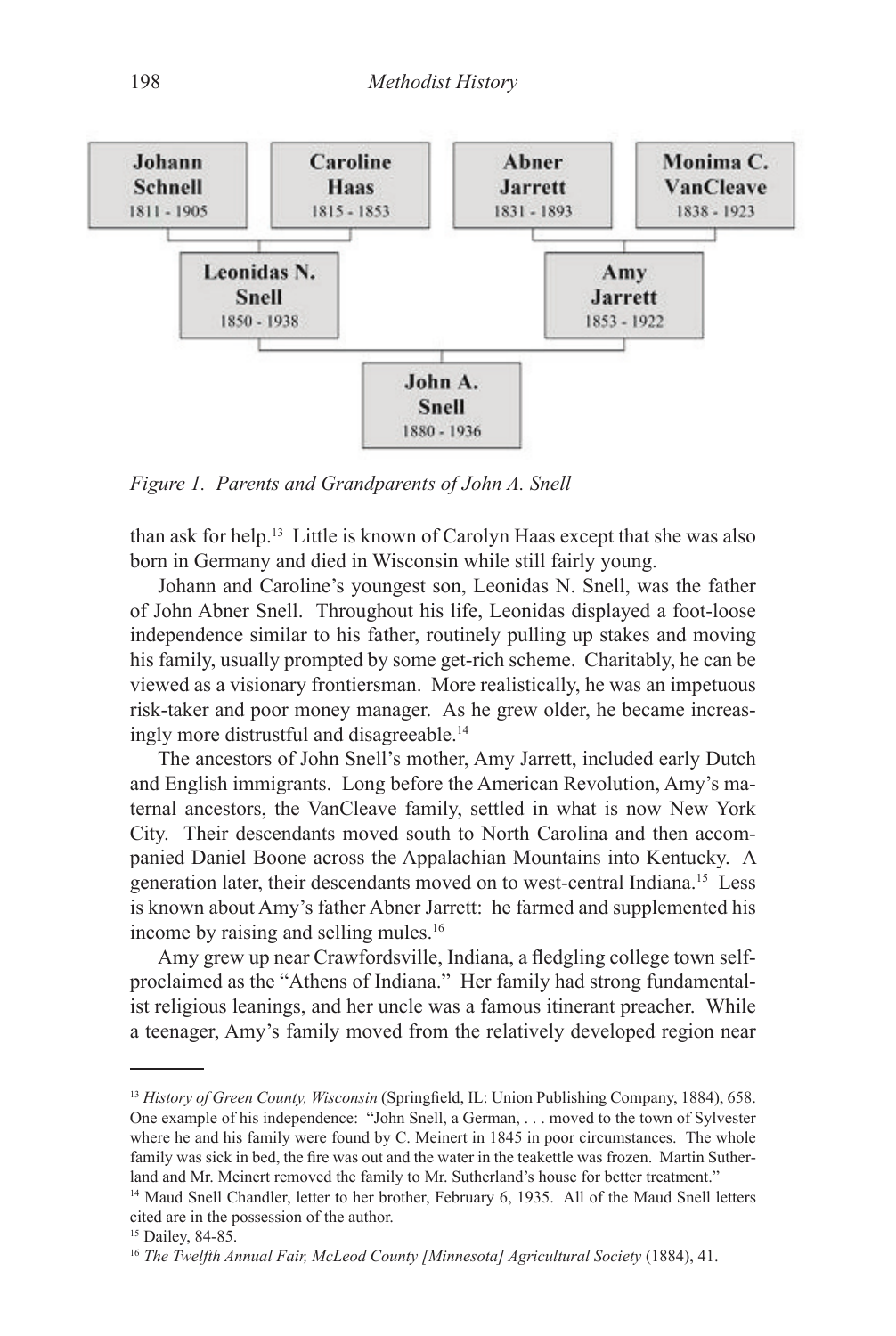Johann Schnell
1811 - 1905

Caroline Haas
1815 - 1853

Abner Jarrett
1831 - 1893

Monima C. VanCleave
1838 - 1923

Leonidas N. Snell
1850 - 1938

Amy Jarrett
1853 - 1922

John A. Snell
1880 - 1936

*Figure 1. Parents and Grandparents of John A. Snell*

than ask for help.[13] Little is known of Carolyn Haas except that she was also born in Germany and died in Wisconsin while still fairly young.

Johann and Caroline's youngest son, Leonidas N. Snell, was the father of John Abner Snell. Throughout his life, Leonidas displayed a foot-loose independence similar to his father, routinely pulling up stakes and moving his family, usually prompted by some get-rich scheme. Charitably, he can be viewed as a visionary frontiersman. More realistically, he was an impetuous risk-taker and poor money manager. As he grew older, he became increasingly more distrustful and disagreeable.[14]

The ancestors of John Snell's mother, Amy Jarrett, included early Dutch and English immigrants. Long before the American Revolution, Amy's maternal ancestors, the VanCleave family, settled in what is now New York City. Their descendants moved south to North Carolina and then accompanied Daniel Boone across the Appalachian Mountains into Kentucky. A generation later, their descendants moved on to west-central Indiana.[15] Less is known about Amy's father Abner Jarrett: he farmed and supplemented his income by raising and selling mules.[16]

Amy grew up near Crawfordsville, Indiana, a fledgling college town self-proclaimed as the "Athens of Indiana." Her family had strong fundamentalist religious leanings, and her uncle was a famous itinerant preacher. While a teenager, Amy's family moved from the relatively developed region near

---

[13] *History of Green County, Wisconsin* (Springfield, IL: Union Publishing Company, 1884), 658. One example of his independence: "John Snell, a German, . . . moved to the town of Sylvester where he and his family were found by C. Meinert in 1845 in poor circumstances. The whole family was sick in bed, the fire was out and the water in the teakettle was frozen. Martin Sutherland and Mr. Meinert removed the family to Mr. Sutherland's house for better treatment."

[14] Maud Snell Chandler, letter to her brother, February 6, 1935. All of the Maud Snell letters cited are in the possession of the author.

[15] Dailey, 84-85.

[16] *The Twelfth Annual Fair, McLeod County [Minnesota] Agricultural Society* (1884), 41.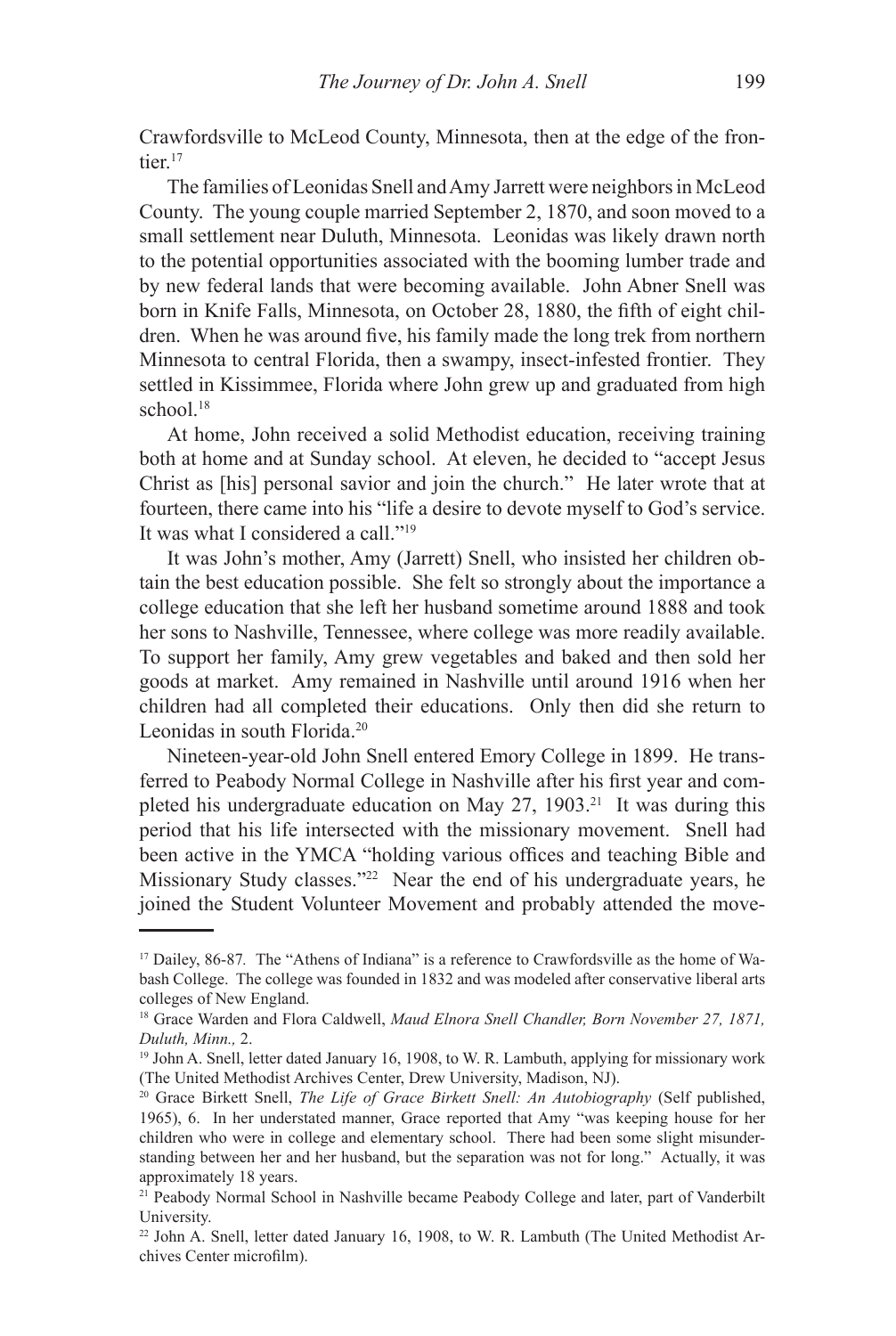Crawfordsville to McLeod County, Minnesota, then at the edge of the frontier.[17]

The families of Leonidas Snell and Amy Jarrett were neighbors in McLeod County. The young couple married September 2, 1870, and soon moved to a small settlement near Duluth, Minnesota. Leonidas was likely drawn north to the potential opportunities associated with the booming lumber trade and by new federal lands that were becoming available. John Abner Snell was born in Knife Falls, Minnesota, on October 28, 1880, the fifth of eight children. When he was around five, his family made the long trek from northern Minnesota to central Florida, then a swampy, insect-infested frontier. They settled in Kissimmee, Florida where John grew up and graduated from high school.[18]

At home, John received a solid Methodist education, receiving training both at home and at Sunday school. At eleven, he decided to "accept Jesus Christ as [his] personal savior and join the church." He later wrote that at fourteen, there came into his "life a desire to devote myself to God's service. It was what I considered a call."[19]

It was John's mother, Amy (Jarrett) Snell, who insisted her children obtain the best education possible. She felt so strongly about the importance a college education that she left her husband sometime around 1888 and took her sons to Nashville, Tennessee, where college was more readily available. To support her family, Amy grew vegetables and baked and then sold her goods at market. Amy remained in Nashville until around 1916 when her children had all completed their educations. Only then did she return to Leonidas in south Florida.[20]

Nineteen-year-old John Snell entered Emory College in 1899. He transferred to Peabody Normal College in Nashville after his first year and completed his undergraduate education on May 27, 1903.[21] It was during this period that his life intersected with the missionary movement. Snell had been active in the YMCA "holding various offices and teaching Bible and Missionary Study classes."[22] Near the end of his undergraduate years, he joined the Student Volunteer Movement and probably attended the move-

---

[17] Dailey, 86-87. The "Athens of Indiana" is a reference to Crawfordsville as the home of Wabash College. The college was founded in 1832 and was modeled after conservative liberal arts colleges of New England.

[18] Grace Warden and Flora Caldwell, *Maud Elnora Snell Chandler, Born November 27, 1871, Duluth, Minn.,* 2.

[19] John A. Snell, letter dated January 16, 1908, to W. R. Lambuth, applying for missionary work (The United Methodist Archives Center, Drew University, Madison, NJ).

[20] Grace Birkett Snell, *The Life of Grace Birkett Snell: An Autobiography* (Self published, 1965), 6. In her understated manner, Grace reported that Amy "was keeping house for her children who were in college and elementary school. There had been some slight misunderstanding between her and her husband, but the separation was not for long." Actually, it was approximately 18 years.

[21] Peabody Normal School in Nashville became Peabody College and later, part of Vanderbilt University.

[22] John A. Snell, letter dated January 16, 1908, to W. R. Lambuth (The United Methodist Archives Center microfilm).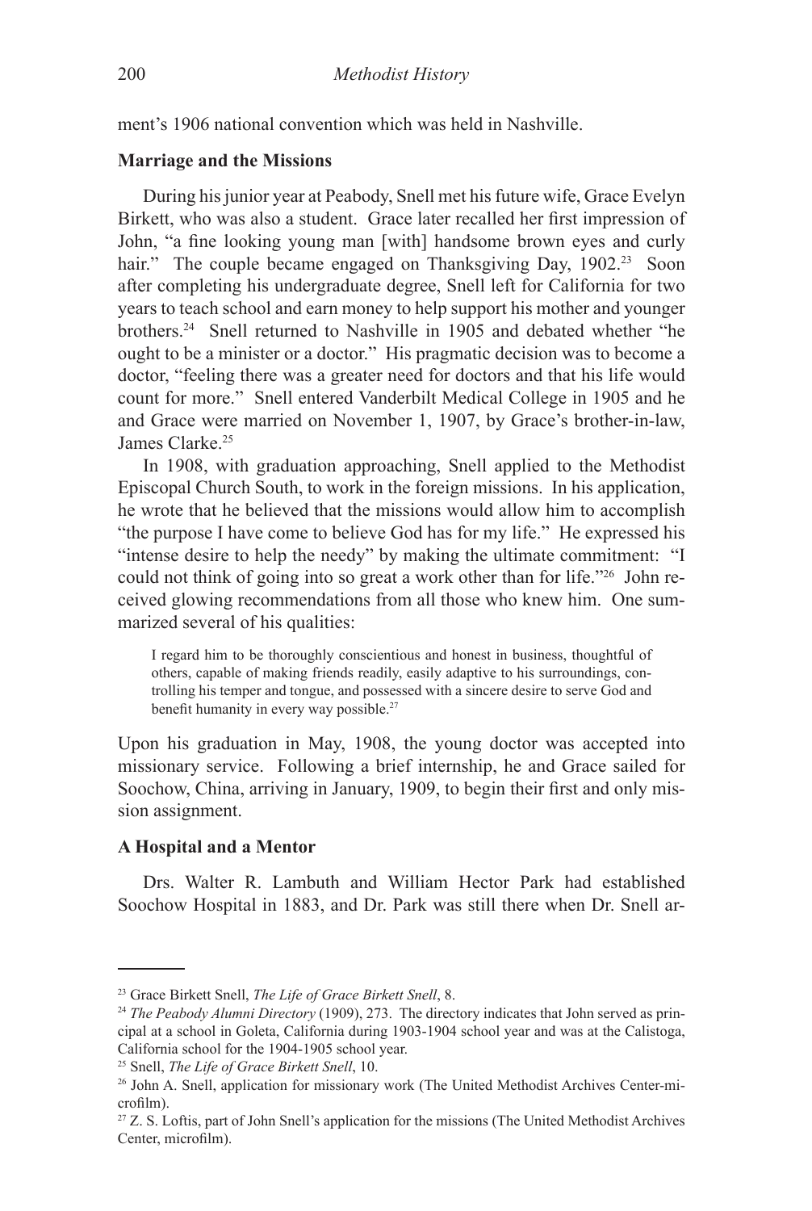ment's 1906 national convention which was held in Nashville.

**Marriage and the Missions**

During his junior year at Peabody, Snell met his future wife, Grace Evelyn Birkett, who was also a student. Grace later recalled her first impression of John, "a fine looking young man [with] handsome brown eyes and curly hair." The couple became engaged on Thanksgiving Day, 1902.[23] Soon after completing his undergraduate degree, Snell left for California for two years to teach school and earn money to help support his mother and younger brothers.[24] Snell returned to Nashville in 1905 and debated whether "he ought to be a minister or a doctor." His pragmatic decision was to become a doctor, "feeling there was a greater need for doctors and that his life would count for more." Snell entered Vanderbilt Medical College in 1905 and he and Grace were married on November 1, 1907, by Grace's brother-in-law, James Clarke.[25]

In 1908, with graduation approaching, Snell applied to the Methodist Episcopal Church South, to work in the foreign missions. In his application, he wrote that he believed that the missions would allow him to accomplish "the purpose I have come to believe God has for my life." He expressed his "intense desire to help the needy" by making the ultimate commitment: "I could not think of going into so great a work other than for life."[26] John received glowing recommendations from all those who knew him. One summarized several of his qualities:

> I regard him to be thoroughly conscientious and honest in business, thoughtful of others, capable of making friends readily, easily adaptive to his surroundings, controlling his temper and tongue, and possessed with a sincere desire to serve God and benefit humanity in every way possible.[27]

Upon his graduation in May, 1908, the young doctor was accepted into missionary service. Following a brief internship, he and Grace sailed for Soochow, China, arriving in January, 1909, to begin their first and only mission assignment.

**A Hospital and a Mentor**

Drs. Walter R. Lambuth and William Hector Park had established Soochow Hospital in 1883, and Dr. Park was still there when Dr. Snell ar-

---

[23] Grace Birkett Snell, *The Life of Grace Birkett Snell*, 8.

[24] *The Peabody Alumni Directory* (1909), 273. The directory indicates that John served as principal at a school in Goleta, California during 1903-1904 school year and was at the Calistoga, California school for the 1904-1905 school year.

[25] Snell, *The Life of Grace Birkett Snell*, 10.

[26] John A. Snell, application for missionary work (The United Methodist Archives Center-microfilm).

[27] Z. S. Loftis, part of John Snell's application for the missions (The United Methodist Archives Center, microfilm).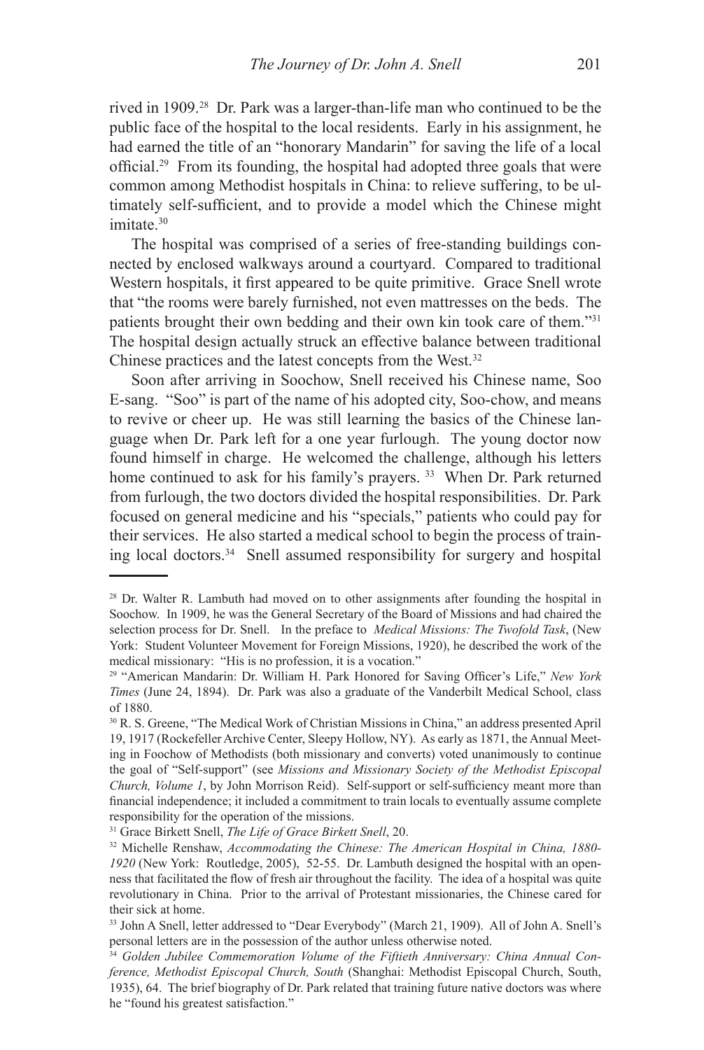rived in 1909.[28] Dr. Park was a larger-than-life man who continued to be the public face of the hospital to the local residents. Early in his assignment, he had earned the title of an "honorary Mandarin" for saving the life of a local official.[29] From its founding, the hospital had adopted three goals that were common among Methodist hospitals in China: to relieve suffering, to be ultimately self-sufficient, and to provide a model which the Chinese might imitate.[30]

The hospital was comprised of a series of free-standing buildings connected by enclosed walkways around a courtyard. Compared to traditional Western hospitals, it first appeared to be quite primitive. Grace Snell wrote that "the rooms were barely furnished, not even mattresses on the beds. The patients brought their own bedding and their own kin took care of them."[31] The hospital design actually struck an effective balance between traditional Chinese practices and the latest concepts from the West.[32]

Soon after arriving in Soochow, Snell received his Chinese name, Soo E-sang. "Soo" is part of the name of his adopted city, Soo-chow, and means to revive or cheer up. He was still learning the basics of the Chinese language when Dr. Park left for a one year furlough. The young doctor now found himself in charge. He welcomed the challenge, although his letters home continued to ask for his family's prayers. [33] When Dr. Park returned from furlough, the two doctors divided the hospital responsibilities. Dr. Park focused on general medicine and his "specials," patients who could pay for their services. He also started a medical school to begin the process of training local doctors.[34] Snell assumed responsibility for surgery and hospital

---

[28] Dr. Walter R. Lambuth had moved on to other assignments after founding the hospital in Soochow. In 1909, he was the General Secretary of the Board of Missions and had chaired the selection process for Dr. Snell. In the preface to *Medical Missions: The Twofold Task*, (New York: Student Volunteer Movement for Foreign Missions, 1920), he described the work of the medical missionary: "His is no profession, it is a vocation."

[29] "American Mandarin: Dr. William H. Park Honored for Saving Officer's Life," *New York Times* (June 24, 1894). Dr. Park was also a graduate of the Vanderbilt Medical School, class of 1880.

[30] R. S. Greene, "The Medical Work of Christian Missions in China," an address presented April 19, 1917 (Rockefeller Archive Center, Sleepy Hollow, NY). As early as 1871, the Annual Meeting in Foochow of Methodists (both missionary and converts) voted unanimously to continue the goal of "Self-support" (see *Missions and Missionary Society of the Methodist Episcopal Church, Volume 1*, by John Morrison Reid). Self-support or self-sufficiency meant more than financial independence; it included a commitment to train locals to eventually assume complete responsibility for the operation of the missions.

[31] Grace Birkett Snell, *The Life of Grace Birkett Snell*, 20.

[32] Michelle Renshaw, *Accommodating the Chinese: The American Hospital in China, 1880-1920* (New York: Routledge, 2005), 52-55. Dr. Lambuth designed the hospital with an openness that facilitated the flow of fresh air throughout the facility. The idea of a hospital was quite revolutionary in China. Prior to the arrival of Protestant missionaries, the Chinese cared for their sick at home.

[33] John A Snell, letter addressed to "Dear Everybody" (March 21, 1909). All of John A. Snell's personal letters are in the possession of the author unless otherwise noted.

[34] *Golden Jubilee Commemoration Volume of the Fiftieth Anniversary: China Annual Conference, Methodist Episcopal Church, South* (Shanghai: Methodist Episcopal Church, South, 1935), 64. The brief biography of Dr. Park related that training future native doctors was where he "found his greatest satisfaction."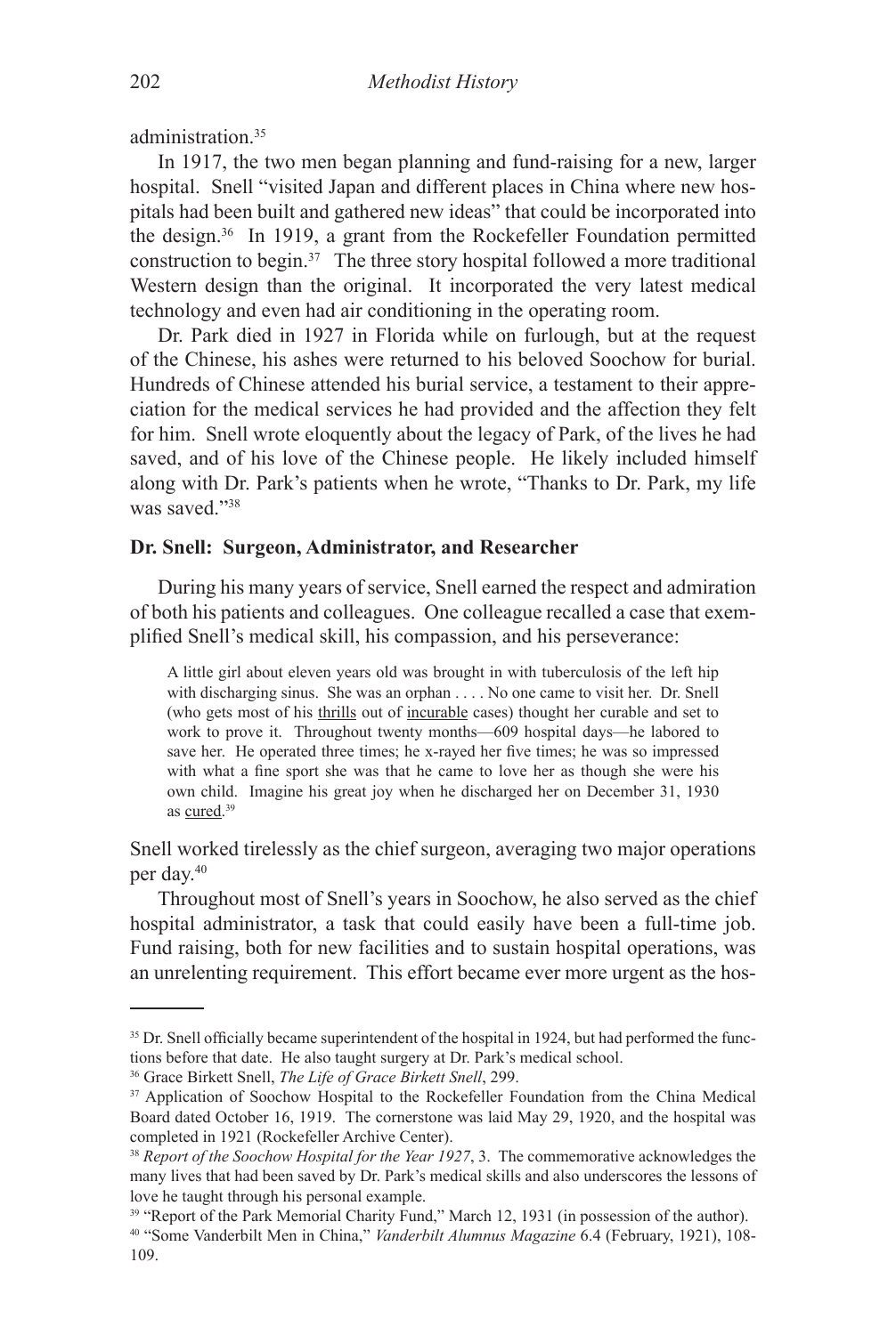administration.[35]

In 1917, the two men began planning and fund-raising for a new, larger hospital. Snell "visited Japan and different places in China where new hospitals had been built and gathered new ideas" that could be incorporated into the design.[36] In 1919, a grant from the Rockefeller Foundation permitted construction to begin.[37] The three story hospital followed a more traditional Western design than the original. It incorporated the very latest medical technology and even had air conditioning in the operating room.

Dr. Park died in 1927 in Florida while on furlough, but at the request of the Chinese, his ashes were returned to his beloved Soochow for burial. Hundreds of Chinese attended his burial service, a testament to their appreciation for the medical services he had provided and the affection they felt for him. Snell wrote eloquently about the legacy of Park, of the lives he had saved, and of his love of the Chinese people. He likely included himself along with Dr. Park's patients when he wrote, "Thanks to Dr. Park, my life was saved."[38]

### Dr. Snell: Surgeon, Administrator, and Researcher

During his many years of service, Snell earned the respect and admiration of both his patients and colleagues. One colleague recalled a case that exemplified Snell's medical skill, his compassion, and his perseverance:

> A little girl about eleven years old was brought in with tuberculosis of the left hip with discharging sinus. She was an orphan . . . . No one came to visit her. Dr. Snell (who gets most of his <u>thrills</u> out of <u>incurable</u> cases) thought her curable and set to work to prove it. Throughout twenty months—609 hospital days—he labored to save her. He operated three times; he x-rayed her five times; he was so impressed with what a fine sport she was that he came to love her as though she were his own child. Imagine his great joy when he discharged her on December 31, 1930 as <u>cured</u>.[39]

Snell worked tirelessly as the chief surgeon, averaging two major operations per day.[40]

Throughout most of Snell's years in Soochow, he also served as the chief hospital administrator, a task that could easily have been a full-time job. Fund raising, both for new facilities and to sustain hospital operations, was an unrelenting requirement. This effort became ever more urgent as the hos-

---

[35] Dr. Snell officially became superintendent of the hospital in 1924, but had performed the functions before that date. He also taught surgery at Dr. Park's medical school.

[36] Grace Birkett Snell, *The Life of Grace Birkett Snell*, 299.

[37] Application of Soochow Hospital to the Rockefeller Foundation from the China Medical Board dated October 16, 1919. The cornerstone was laid May 29, 1920, and the hospital was completed in 1921 (Rockefeller Archive Center).

[38] *Report of the Soochow Hospital for the Year 1927*, 3. The commemorative acknowledges the many lives that had been saved by Dr. Park's medical skills and also underscores the lessons of love he taught through his personal example.

[39] "Report of the Park Memorial Charity Fund," March 12, 1931 (in possession of the author).

[40] "Some Vanderbilt Men in China," *Vanderbilt Alumnus Magazine* 6.4 (February, 1921), 108-109.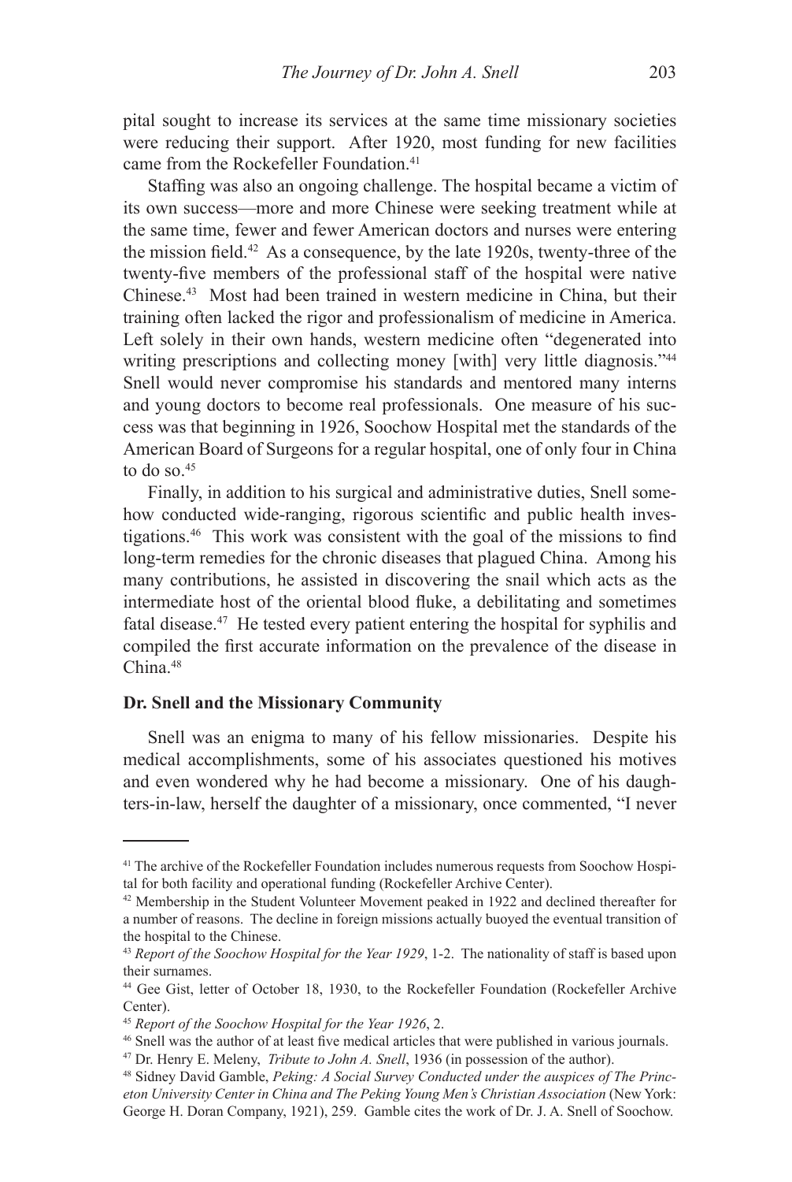pital sought to increase its services at the same time missionary societies were reducing their support. After 1920, most funding for new facilities came from the Rockefeller Foundation.[41]

Staffing was also an ongoing challenge. The hospital became a victim of its own success—more and more Chinese were seeking treatment while at the same time, fewer and fewer American doctors and nurses were entering the mission field.[42] As a consequence, by the late 1920s, twenty-three of the twenty-five members of the professional staff of the hospital were native Chinese.[43] Most had been trained in western medicine in China, but their training often lacked the rigor and professionalism of medicine in America. Left solely in their own hands, western medicine often "degenerated into writing prescriptions and collecting money [with] very little diagnosis."[44] Snell would never compromise his standards and mentored many interns and young doctors to become real professionals. One measure of his success was that beginning in 1926, Soochow Hospital met the standards of the American Board of Surgeons for a regular hospital, one of only four in China to do so.[45]

Finally, in addition to his surgical and administrative duties, Snell somehow conducted wide-ranging, rigorous scientific and public health investigations.[46] This work was consistent with the goal of the missions to find long-term remedies for the chronic diseases that plagued China. Among his many contributions, he assisted in discovering the snail which acts as the intermediate host of the oriental blood fluke, a debilitating and sometimes fatal disease.[47] He tested every patient entering the hospital for syphilis and compiled the first accurate information on the prevalence of the disease in China.[48]

**Dr. Snell and the Missionary Community**

Snell was an enigma to many of his fellow missionaries. Despite his medical accomplishments, some of his associates questioned his motives and even wondered why he had become a missionary. One of his daughters-in-law, herself the daughter of a missionary, once commented, "I never

---

[41] The archive of the Rockefeller Foundation includes numerous requests from Soochow Hospital for both facility and operational funding (Rockefeller Archive Center).

[42] Membership in the Student Volunteer Movement peaked in 1922 and declined thereafter for a number of reasons. The decline in foreign missions actually buoyed the eventual transition of the hospital to the Chinese.

[43] *Report of the Soochow Hospital for the Year 1929*, 1-2. The nationality of staff is based upon their surnames.

[44] Gee Gist, letter of October 18, 1930, to the Rockefeller Foundation (Rockefeller Archive Center).

[45] *Report of the Soochow Hospital for the Year 1926*, 2.

[46] Snell was the author of at least five medical articles that were published in various journals.

[47] Dr. Henry E. Meleny, *Tribute to John A. Snell*, 1936 (in possession of the author).

[48] Sidney David Gamble, *Peking: A Social Survey Conducted under the auspices of The Princeton University Center in China and The Peking Young Men's Christian Association* (New York: George H. Doran Company, 1921), 259. Gamble cites the work of Dr. J. A. Snell of Soochow.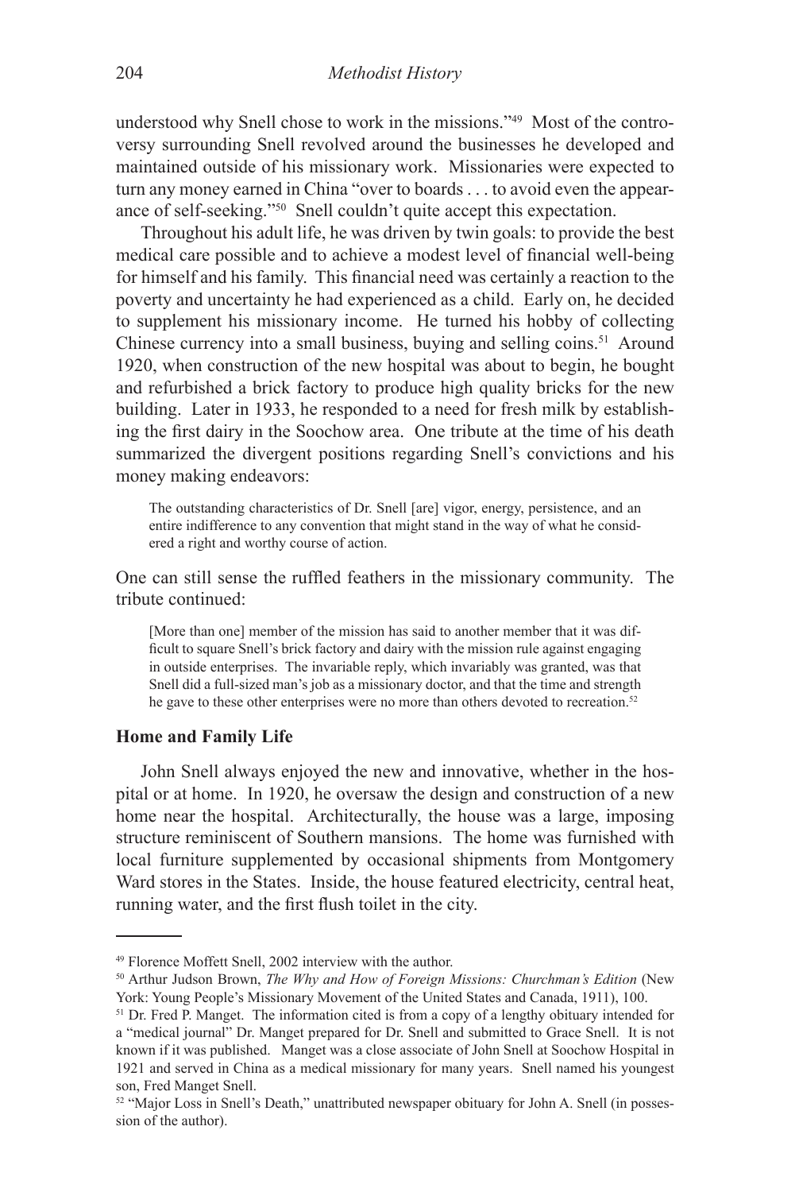understood why Snell chose to work in the missions."[49] Most of the controversy surrounding Snell revolved around the businesses he developed and maintained outside of his missionary work. Missionaries were expected to turn any money earned in China "over to boards . . . to avoid even the appearance of self-seeking."[50] Snell couldn't quite accept this expectation.

Throughout his adult life, he was driven by twin goals: to provide the best medical care possible and to achieve a modest level of financial well-being for himself and his family. This financial need was certainly a reaction to the poverty and uncertainty he had experienced as a child. Early on, he decided to supplement his missionary income. He turned his hobby of collecting Chinese currency into a small business, buying and selling coins.[51] Around 1920, when construction of the new hospital was about to begin, he bought and refurbished a brick factory to produce high quality bricks for the new building. Later in 1933, he responded to a need for fresh milk by establishing the first dairy in the Soochow area. One tribute at the time of his death summarized the divergent positions regarding Snell's convictions and his money making endeavors:

> The outstanding characteristics of Dr. Snell [are] vigor, energy, persistence, and an entire indifference to any convention that might stand in the way of what he considered a right and worthy course of action.

One can still sense the ruffled feathers in the missionary community. The tribute continued:

> [More than one] member of the mission has said to another member that it was difficult to square Snell's brick factory and dairy with the mission rule against engaging in outside enterprises. The invariable reply, which invariably was granted, was that Snell did a full-sized man's job as a missionary doctor, and that the time and strength he gave to these other enterprises were no more than others devoted to recreation.[52]

### Home and Family Life

John Snell always enjoyed the new and innovative, whether in the hospital or at home. In 1920, he oversaw the design and construction of a new home near the hospital. Architecturally, the house was a large, imposing structure reminiscent of Southern mansions. The home was furnished with local furniture supplemented by occasional shipments from Montgomery Ward stores in the States. Inside, the house featured electricity, central heat, running water, and the first flush toilet in the city.

---

[49] Florence Moffett Snell, 2002 interview with the author.

[50] Arthur Judson Brown, *The Why and How of Foreign Missions: Churchman's Edition* (New York: Young People's Missionary Movement of the United States and Canada, 1911), 100.

[51] Dr. Fred P. Manget. The information cited is from a copy of a lengthy obituary intended for a "medical journal" Dr. Manget prepared for Dr. Snell and submitted to Grace Snell. It is not known if it was published. Manget was a close associate of John Snell at Soochow Hospital in 1921 and served in China as a medical missionary for many years. Snell named his youngest son, Fred Manget Snell.

[52] "Major Loss in Snell's Death," unattributed newspaper obituary for John A. Snell (in possession of the author).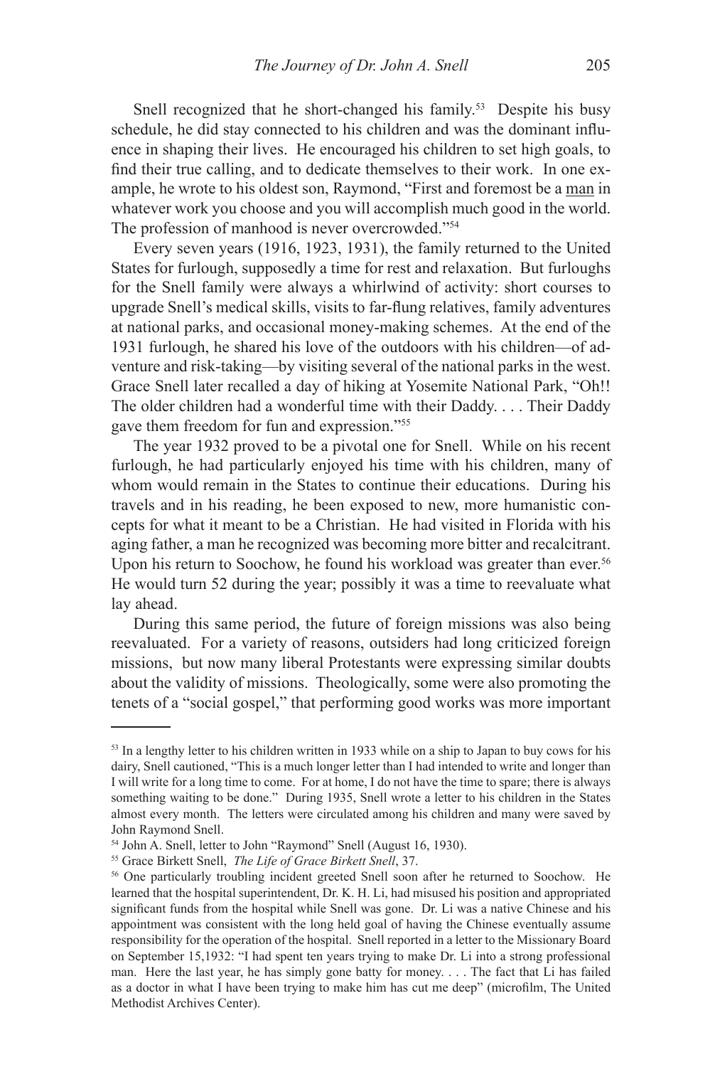Snell recognized that he short-changed his family.[53] Despite his busy schedule, he did stay connected to his children and was the dominant influence in shaping their lives. He encouraged his children to set high goals, to find their true calling, and to dedicate themselves to their work. In one example, he wrote to his oldest son, Raymond, "First and foremost be a <u>man</u> in whatever work you choose and you will accomplish much good in the world. The profession of manhood is never overcrowded."[54]

Every seven years (1916, 1923, 1931), the family returned to the United States for furlough, supposedly a time for rest and relaxation. But furloughs for the Snell family were always a whirlwind of activity: short courses to upgrade Snell's medical skills, visits to far-flung relatives, family adventures at national parks, and occasional money-making schemes. At the end of the 1931 furlough, he shared his love of the outdoors with his children—of adventure and risk-taking—by visiting several of the national parks in the west. Grace Snell later recalled a day of hiking at Yosemite National Park, "Oh!! The older children had a wonderful time with their Daddy. . . . Their Daddy gave them freedom for fun and expression."[55]

The year 1932 proved to be a pivotal one for Snell. While on his recent furlough, he had particularly enjoyed his time with his children, many of whom would remain in the States to continue their educations. During his travels and in his reading, he been exposed to new, more humanistic concepts for what it meant to be a Christian. He had visited in Florida with his aging father, a man he recognized was becoming more bitter and recalcitrant. Upon his return to Soochow, he found his workload was greater than ever.[56] He would turn 52 during the year; possibly it was a time to reevaluate what lay ahead.

During this same period, the future of foreign missions was also being reevaluated. For a variety of reasons, outsiders had long criticized foreign missions, but now many liberal Protestants were expressing similar doubts about the validity of missions. Theologically, some were also promoting the tenets of a "social gospel," that performing good works was more important

---

[53] In a lengthy letter to his children written in 1933 while on a ship to Japan to buy cows for his dairy, Snell cautioned, "This is a much longer letter than I had intended to write and longer than I will write for a long time to come. For at home, I do not have the time to spare; there is always something waiting to be done." During 1935, Snell wrote a letter to his children in the States almost every month. The letters were circulated among his children and many were saved by John Raymond Snell.

[54] John A. Snell, letter to John "Raymond" Snell (August 16, 1930).

[55] Grace Birkett Snell, *The Life of Grace Birkett Snell*, 37.

[56] One particularly troubling incident greeted Snell soon after he returned to Soochow. He learned that the hospital superintendent, Dr. K. H. Li, had misused his position and appropriated significant funds from the hospital while Snell was gone. Dr. Li was a native Chinese and his appointment was consistent with the long held goal of having the Chinese eventually assume responsibility for the operation of the hospital. Snell reported in a letter to the Missionary Board on September 15,1932: "I had spent ten years trying to make Dr. Li into a strong professional man. Here the last year, he has simply gone batty for money. . . . The fact that Li has failed as a doctor in what I have been trying to make him has cut me deep" (microfilm, The United Methodist Archives Center).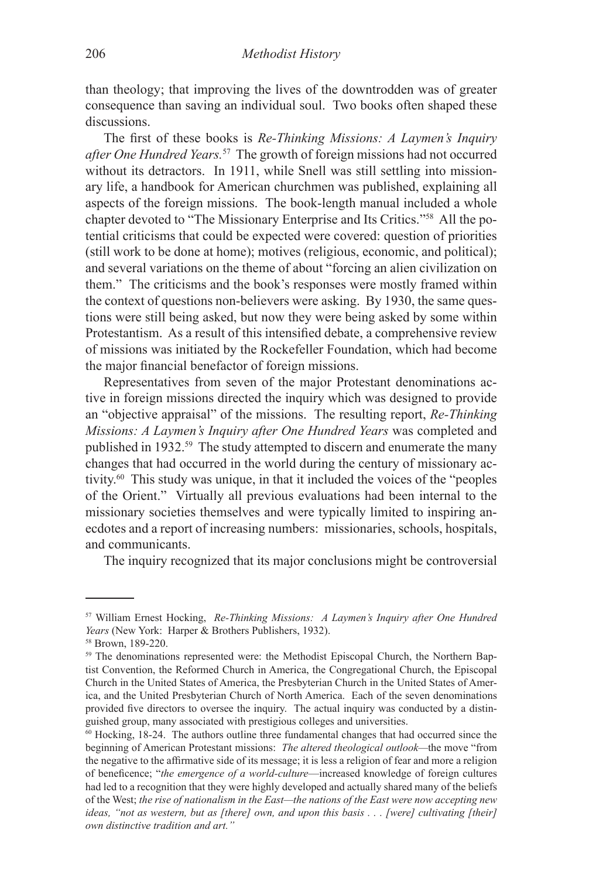than theology; that improving the lives of the downtrodden was of greater consequence than saving an individual soul. Two books often shaped these discussions.

The first of these books is *Re-Thinking Missions: A Laymen's Inquiry after One Hundred Years.*[57] The growth of foreign missions had not occurred without its detractors. In 1911, while Snell was still settling into missionary life, a handbook for American churchmen was published, explaining all aspects of the foreign missions. The book-length manual included a whole chapter devoted to "The Missionary Enterprise and Its Critics."[58] All the potential criticisms that could be expected were covered: question of priorities (still work to be done at home); motives (religious, economic, and political); and several variations on the theme of about "forcing an alien civilization on them." The criticisms and the book's responses were mostly framed within the context of questions non-believers were asking. By 1930, the same questions were still being asked, but now they were being asked by some within Protestantism. As a result of this intensified debate, a comprehensive review of missions was initiated by the Rockefeller Foundation, which had become the major financial benefactor of foreign missions.

Representatives from seven of the major Protestant denominations active in foreign missions directed the inquiry which was designed to provide an "objective appraisal" of the missions. The resulting report, *Re-Thinking Missions: A Laymen's Inquiry after One Hundred Years* was completed and published in 1932.[59] The study attempted to discern and enumerate the many changes that had occurred in the world during the century of missionary activity.[60] This study was unique, in that it included the voices of the "peoples of the Orient." Virtually all previous evaluations had been internal to the missionary societies themselves and were typically limited to inspiring anecdotes and a report of increasing numbers: missionaries, schools, hospitals, and communicants.

The inquiry recognized that its major conclusions might be controversial

---

[57] William Ernest Hocking, *Re-Thinking Missions: A Laymen's Inquiry after One Hundred Years* (New York: Harper & Brothers Publishers, 1932).

[58] Brown, 189-220.

[59] The denominations represented were: the Methodist Episcopal Church, the Northern Baptist Convention, the Reformed Church in America, the Congregational Church, the Episcopal Church in the United States of America, the Presbyterian Church in the United States of America, and the United Presbyterian Church of North America. Each of the seven denominations provided five directors to oversee the inquiry. The actual inquiry was conducted by a distinguished group, many associated with prestigious colleges and universities.

[60] Hocking, 18-24. The authors outline three fundamental changes that had occurred since the beginning of American Protestant missions: *The altered theological outlook*—the move "from the negative to the affirmative side of its message; it is less a religion of fear and more a religion of beneficence; "*the emergence of a world-culture*—increased knowledge of foreign cultures had led to a recognition that they were highly developed and actually shared many of the beliefs of the West; *the rise of nationalism in the East—the nations of the East were now accepting new ideas, "not as western, but as [there] own, and upon this basis . . . [were] cultivating [their] own distinctive tradition and art."*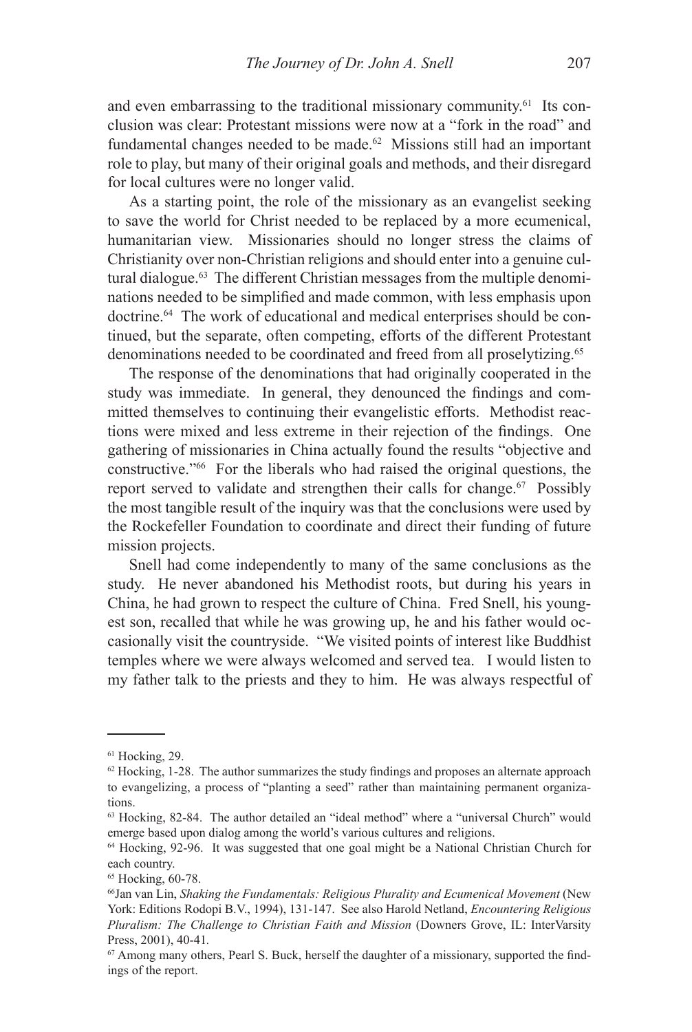and even embarrassing to the traditional missionary community.[61] Its conclusion was clear: Protestant missions were now at a "fork in the road" and fundamental changes needed to be made.[62] Missions still had an important role to play, but many of their original goals and methods, and their disregard for local cultures were no longer valid.

As a starting point, the role of the missionary as an evangelist seeking to save the world for Christ needed to be replaced by a more ecumenical, humanitarian view. Missionaries should no longer stress the claims of Christianity over non-Christian religions and should enter into a genuine cultural dialogue.[63] The different Christian messages from the multiple denominations needed to be simplified and made common, with less emphasis upon doctrine.[64] The work of educational and medical enterprises should be continued, but the separate, often competing, efforts of the different Protestant denominations needed to be coordinated and freed from all proselytizing.[65]

The response of the denominations that had originally cooperated in the study was immediate. In general, they denounced the findings and committed themselves to continuing their evangelistic efforts. Methodist reactions were mixed and less extreme in their rejection of the findings. One gathering of missionaries in China actually found the results "objective and constructive."[66] For the liberals who had raised the original questions, the report served to validate and strengthen their calls for change.[67] Possibly the most tangible result of the inquiry was that the conclusions were used by the Rockefeller Foundation to coordinate and direct their funding of future mission projects.

Snell had come independently to many of the same conclusions as the study. He never abandoned his Methodist roots, but during his years in China, he had grown to respect the culture of China. Fred Snell, his youngest son, recalled that while he was growing up, he and his father would occasionally visit the countryside. "We visited points of interest like Buddhist temples where we were always welcomed and served tea. I would listen to my father talk to the priests and they to him. He was always respectful of

---

[61] Hocking, 29.

[62] Hocking, 1-28. The author summarizes the study findings and proposes an alternate approach to evangelizing, a process of "planting a seed" rather than maintaining permanent organizations.

[63] Hocking, 82-84. The author detailed an "ideal method" where a "universal Church" would emerge based upon dialog among the world's various cultures and religions.

[64] Hocking, 92-96. It was suggested that one goal might be a National Christian Church for each country.

[65] Hocking, 60-78.

[66] Jan van Lin, *Shaking the Fundamentals: Religious Plurality and Ecumenical Movement* (New York: Editions Rodopi B.V., 1994), 131-147. See also Harold Netland, *Encountering Religious Pluralism: The Challenge to Christian Faith and Mission* (Downers Grove, IL: InterVarsity Press, 2001), 40-41.

[67] Among many others, Pearl S. Buck, herself the daughter of a missionary, supported the findings of the report.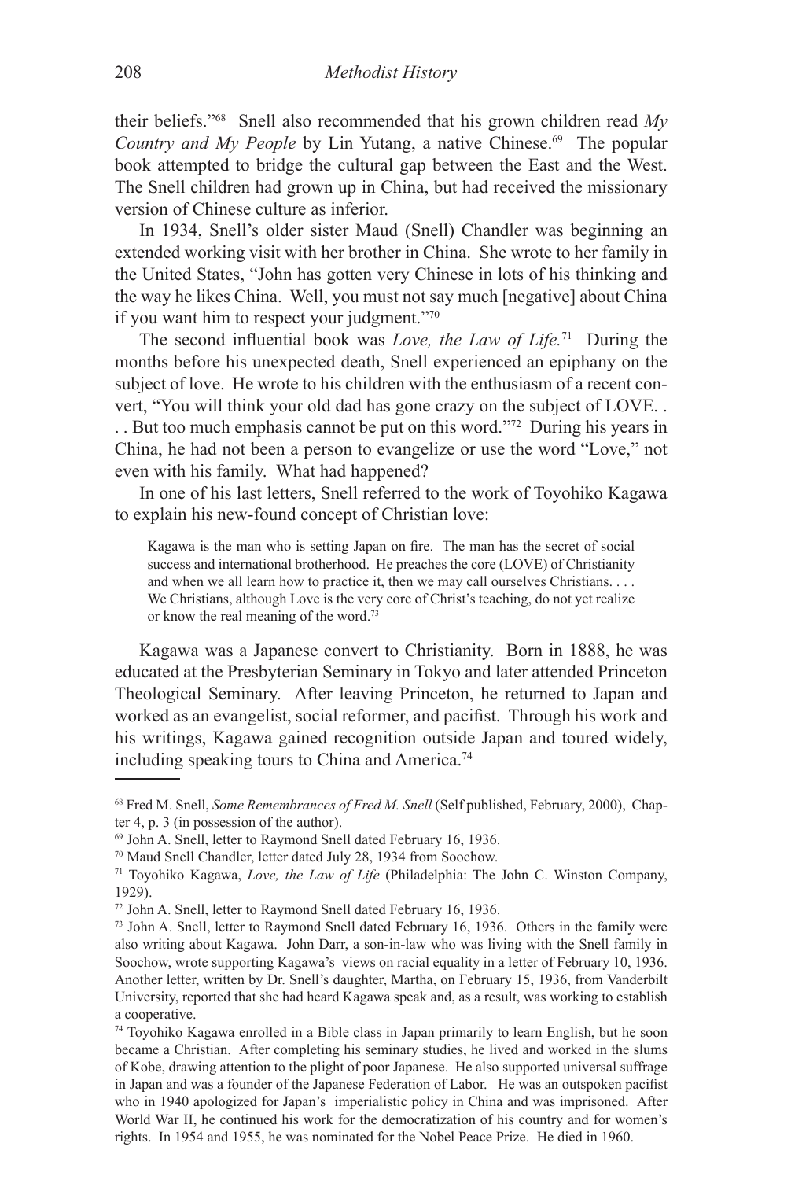their beliefs."[68] Snell also recommended that his grown children read *My Country and My People* by Lin Yutang, a native Chinese.[69] The popular book attempted to bridge the cultural gap between the East and the West. The Snell children had grown up in China, but had received the missionary version of Chinese culture as inferior.

In 1934, Snell's older sister Maud (Snell) Chandler was beginning an extended working visit with her brother in China. She wrote to her family in the United States, "John has gotten very Chinese in lots of his thinking and the way he likes China. Well, you must not say much [negative] about China if you want him to respect your judgment."[70]

The second influential book was *Love, the Law of Life.*[71] During the months before his unexpected death, Snell experienced an epiphany on the subject of love. He wrote to his children with the enthusiasm of a recent convert, "You will think your old dad has gone crazy on the subject of LOVE. . . . But too much emphasis cannot be put on this word."[72] During his years in China, he had not been a person to evangelize or use the word "Love," not even with his family. What had happened?

In one of his last letters, Snell referred to the work of Toyohiko Kagawa to explain his new-found concept of Christian love:

> Kagawa is the man who is setting Japan on fire. The man has the secret of social success and international brotherhood. He preaches the core (LOVE) of Christianity and when we all learn how to practice it, then we may call ourselves Christians. . . . We Christians, although Love is the very core of Christ's teaching, do not yet realize or know the real meaning of the word.[73]

Kagawa was a Japanese convert to Christianity. Born in 1888, he was educated at the Presbyterian Seminary in Tokyo and later attended Princeton Theological Seminary. After leaving Princeton, he returned to Japan and worked as an evangelist, social reformer, and pacifist. Through his work and his writings, Kagawa gained recognition outside Japan and toured widely, including speaking tours to China and America.[74]

---

[68] Fred M. Snell, *Some Remembrances of Fred M. Snell* (Self published, February, 2000), Chapter 4, p. 3 (in possession of the author).

[69] John A. Snell, letter to Raymond Snell dated February 16, 1936.

[70] Maud Snell Chandler, letter dated July 28, 1934 from Soochow.

[71] Toyohiko Kagawa, *Love, the Law of Life* (Philadelphia: The John C. Winston Company, 1929).

[72] John A. Snell, letter to Raymond Snell dated February 16, 1936.

[73] John A. Snell, letter to Raymond Snell dated February 16, 1936. Others in the family were also writing about Kagawa. John Darr, a son-in-law who was living with the Snell family in Soochow, wrote supporting Kagawa's views on racial equality in a letter of February 10, 1936. Another letter, written by Dr. Snell's daughter, Martha, on February 15, 1936, from Vanderbilt University, reported that she had heard Kagawa speak and, as a result, was working to establish a cooperative.

[74] Toyohiko Kagawa enrolled in a Bible class in Japan primarily to learn English, but he soon became a Christian. After completing his seminary studies, he lived and worked in the slums of Kobe, drawing attention to the plight of poor Japanese. He also supported universal suffrage in Japan and was a founder of the Japanese Federation of Labor. He was an outspoken pacifist who in 1940 apologized for Japan's imperialistic policy in China and was imprisoned. After World War II, he continued his work for the democratization of his country and for women's rights. In 1954 and 1955, he was nominated for the Nobel Peace Prize. He died in 1960.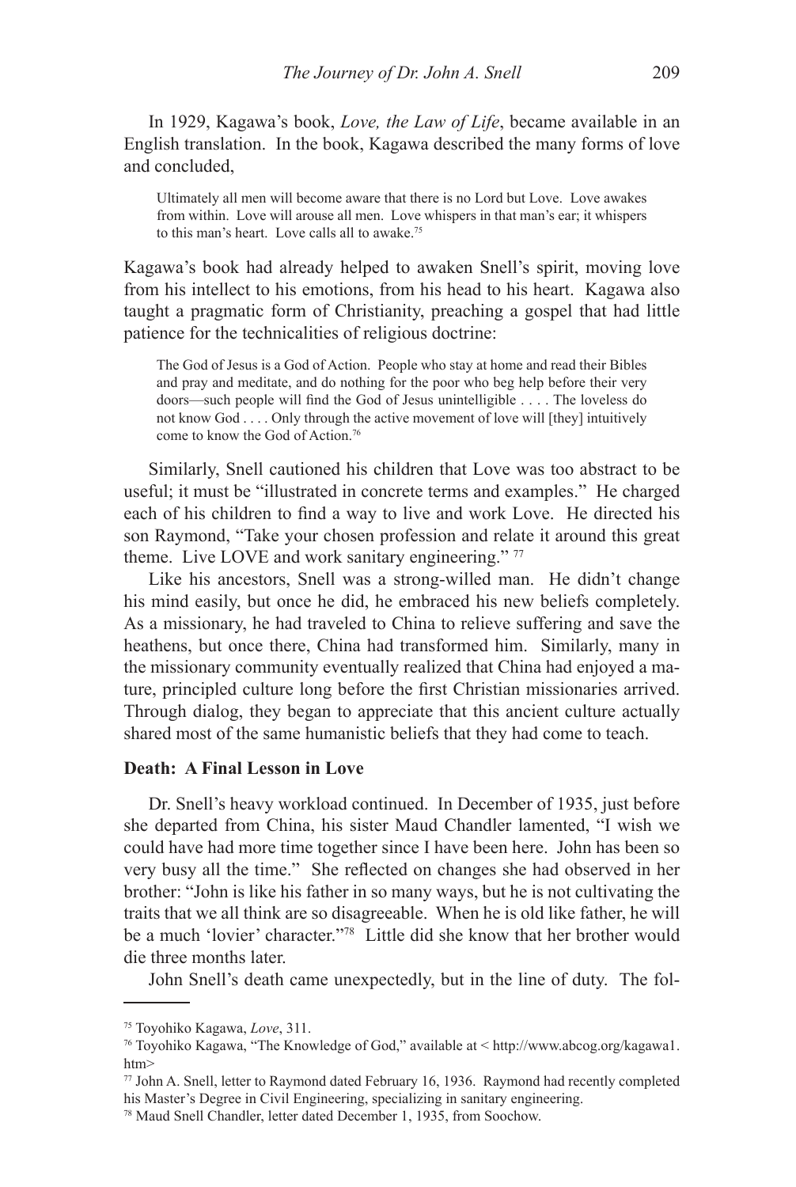In 1929, Kagawa's book, *Love, the Law of Life*, became available in an English translation. In the book, Kagawa described the many forms of love and concluded,

> Ultimately all men will become aware that there is no Lord but Love. Love awakes from within. Love will arouse all men. Love whispers in that man's ear; it whispers to this man's heart. Love calls all to awake.[75]

Kagawa's book had already helped to awaken Snell's spirit, moving love from his intellect to his emotions, from his head to his heart. Kagawa also taught a pragmatic form of Christianity, preaching a gospel that had little patience for the technicalities of religious doctrine:

> The God of Jesus is a God of Action. People who stay at home and read their Bibles and pray and meditate, and do nothing for the poor who beg help before their very doors—such people will find the God of Jesus unintelligible . . . . The loveless do not know God . . . . Only through the active movement of love will [they] intuitively come to know the God of Action.[76]

Similarly, Snell cautioned his children that Love was too abstract to be useful; it must be "illustrated in concrete terms and examples." He charged each of his children to find a way to live and work Love. He directed his son Raymond, "Take your chosen profession and relate it around this great theme. Live LOVE and work sanitary engineering." [77]

Like his ancestors, Snell was a strong-willed man. He didn't change his mind easily, but once he did, he embraced his new beliefs completely. As a missionary, he had traveled to China to relieve suffering and save the heathens, but once there, China had transformed him. Similarly, many in the missionary community eventually realized that China had enjoyed a mature, principled culture long before the first Christian missionaries arrived. Through dialog, they began to appreciate that this ancient culture actually shared most of the same humanistic beliefs that they had come to teach.

**Death: A Final Lesson in Love**

Dr. Snell's heavy workload continued. In December of 1935, just before she departed from China, his sister Maud Chandler lamented, "I wish we could have had more time together since I have been here. John has been so very busy all the time." She reflected on changes she had observed in her brother: "John is like his father in so many ways, but he is not cultivating the traits that we all think are so disagreeable. When he is old like father, he will be a much 'lovier' character."[78] Little did she know that her brother would die three months later.

John Snell's death came unexpectedly, but in the line of duty. The fol-

---

[75] Toyohiko Kagawa, *Love*, 311.

[76] Toyohiko Kagawa, "The Knowledge of God," available at < http://www.abcog.org/kagawa1.htm>

[77] John A. Snell, letter to Raymond dated February 16, 1936. Raymond had recently completed his Master's Degree in Civil Engineering, specializing in sanitary engineering.

[78] Maud Snell Chandler, letter dated December 1, 1935, from Soochow.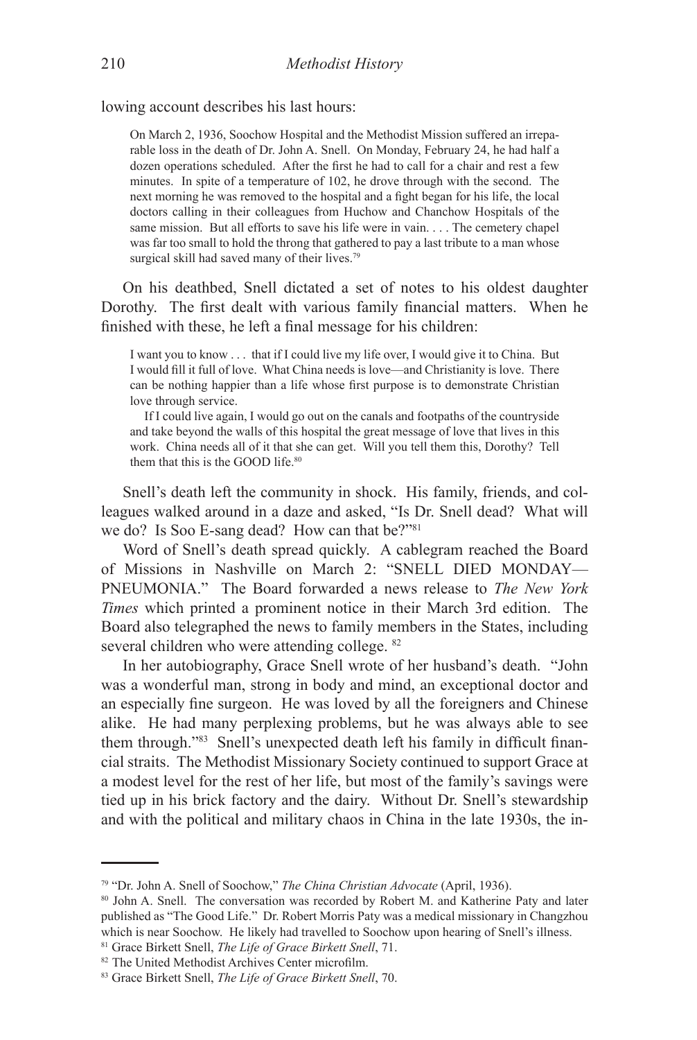lowing account describes his last hours:

> On March 2, 1936, Soochow Hospital and the Methodist Mission suffered an irreparable loss in the death of Dr. John A. Snell. On Monday, February 24, he had half a dozen operations scheduled. After the first he had to call for a chair and rest a few minutes. In spite of a temperature of 102, he drove through with the second. The next morning he was removed to the hospital and a fight began for his life, the local doctors calling in their colleagues from Huchow and Chanchow Hospitals of the same mission. But all efforts to save his life were in vain. . . . The cemetery chapel was far too small to hold the throng that gathered to pay a last tribute to a man whose surgical skill had saved many of their lives.[79]

On his deathbed, Snell dictated a set of notes to his oldest daughter Dorothy. The first dealt with various family financial matters. When he finished with these, he left a final message for his children:

> I want you to know . . . that if I could live my life over, I would give it to China. But I would fill it full of love. What China needs is love—and Christianity is love. There can be nothing happier than a life whose first purpose is to demonstrate Christian love through service.
>
> If I could live again, I would go out on the canals and footpaths of the countryside and take beyond the walls of this hospital the great message of love that lives in this work. China needs all of it that she can get. Will you tell them this, Dorothy? Tell them that this is the GOOD life.[80]

Snell's death left the community in shock. His family, friends, and colleagues walked around in a daze and asked, "Is Dr. Snell dead? What will we do? Is Soo E-sang dead? How can that be?"[81]

Word of Snell's death spread quickly. A cablegram reached the Board of Missions in Nashville on March 2: "SNELL DIED MONDAY—PNEUMONIA." The Board forwarded a news release to *The New York Times* which printed a prominent notice in their March 3rd edition. The Board also telegraphed the news to family members in the States, including several children who were attending college. [82]

In her autobiography, Grace Snell wrote of her husband's death. "John was a wonderful man, strong in body and mind, an exceptional doctor and an especially fine surgeon. He was loved by all the foreigners and Chinese alike. He had many perplexing problems, but he was always able to see them through."[83] Snell's unexpected death left his family in difficult financial straits. The Methodist Missionary Society continued to support Grace at a modest level for the rest of her life, but most of the family's savings were tied up in his brick factory and the dairy. Without Dr. Snell's stewardship and with the political and military chaos in China in the late 1930s, the in-

---

[79] "Dr. John A. Snell of Soochow," *The China Christian Advocate* (April, 1936).

[80] John A. Snell. The conversation was recorded by Robert M. and Katherine Paty and later published as "The Good Life." Dr. Robert Morris Paty was a medical missionary in Changzhou which is near Soochow. He likely had travelled to Soochow upon hearing of Snell's illness.

[81] Grace Birkett Snell, *The Life of Grace Birkett Snell*, 71.

[82] The United Methodist Archives Center microfilm.

[83] Grace Birkett Snell, *The Life of Grace Birkett Snell*, 70.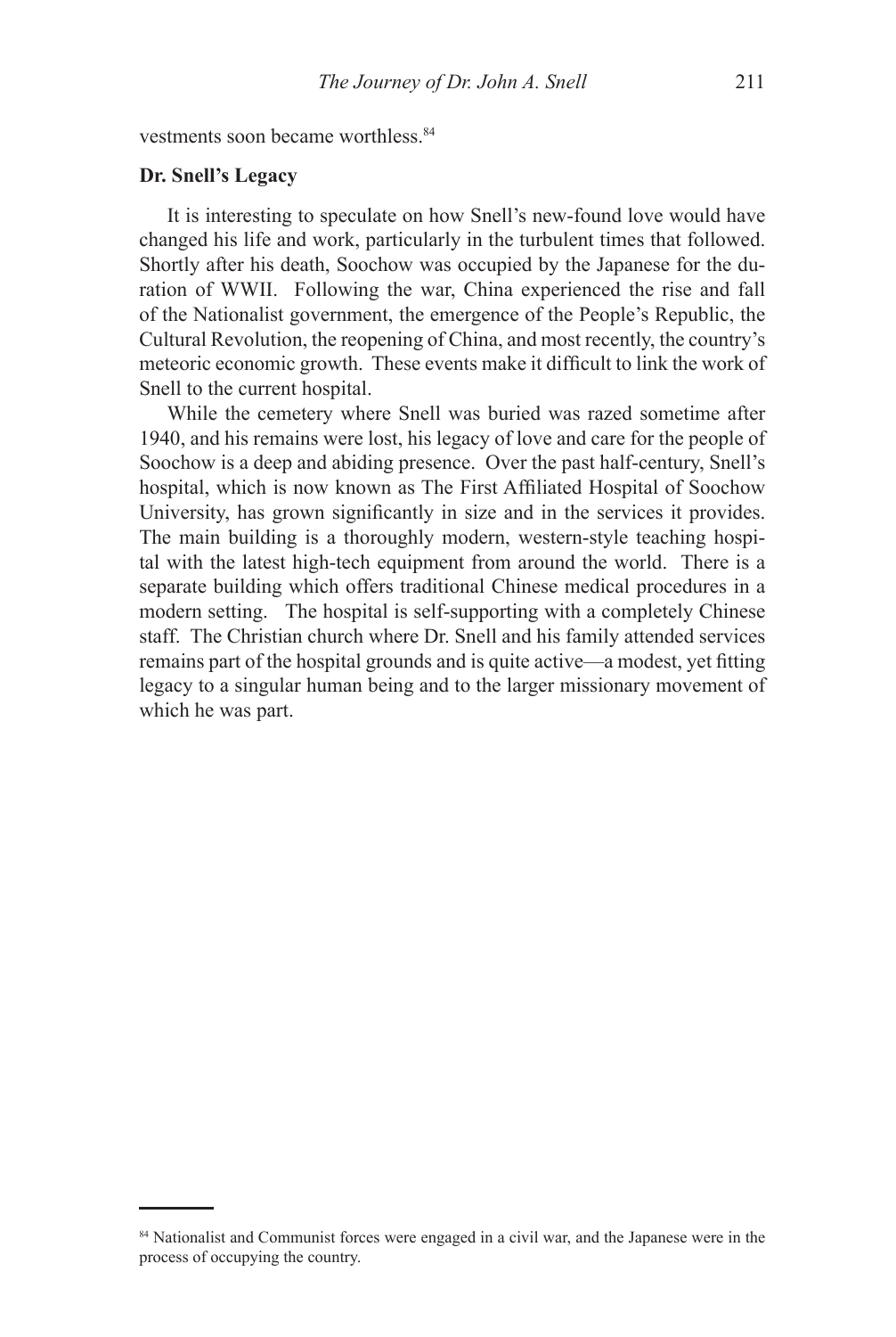vestments soon became worthless.[84]

**Dr. Snell's Legacy**

It is interesting to speculate on how Snell's new-found love would have changed his life and work, particularly in the turbulent times that followed. Shortly after his death, Soochow was occupied by the Japanese for the duration of WWII. Following the war, China experienced the rise and fall of the Nationalist government, the emergence of the People's Republic, the Cultural Revolution, the reopening of China, and most recently, the country's meteoric economic growth. These events make it difficult to link the work of Snell to the current hospital.

While the cemetery where Snell was buried was razed sometime after 1940, and his remains were lost, his legacy of love and care for the people of Soochow is a deep and abiding presence. Over the past half-century, Snell's hospital, which is now known as The First Affiliated Hospital of Soochow University, has grown significantly in size and in the services it provides. The main building is a thoroughly modern, western-style teaching hospital with the latest high-tech equipment from around the world. There is a separate building which offers traditional Chinese medical procedures in a modern setting. The hospital is self-supporting with a completely Chinese staff. The Christian church where Dr. Snell and his family attended services remains part of the hospital grounds and is quite active—a modest, yet fitting legacy to a singular human being and to the larger missionary movement of which he was part.

[84] Nationalist and Communist forces were engaged in a civil war, and the Japanese were in the process of occupying the country.